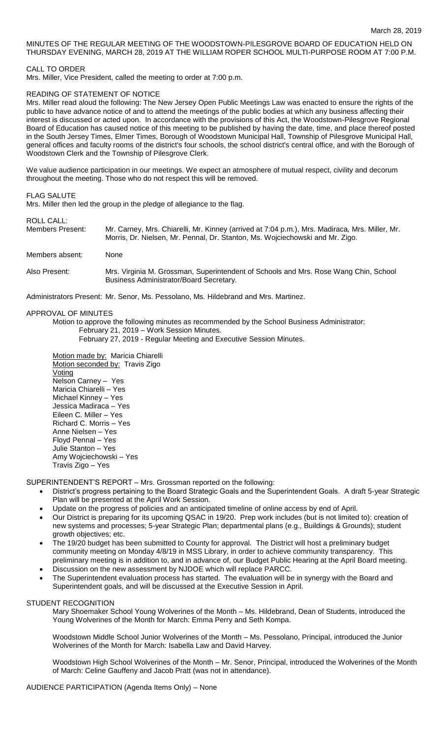March 28, 2019

MINUTES OF THE REGULAR MEETING OF THE WOODSTOWN-PILESGROVE BOARD OF EDUCATION HELD ON THURSDAY EVENING, MARCH 28, 2019 AT THE WILLIAM ROPER SCHOOL MULTI-PURPOSE ROOM AT 7:00 P.M.

CALL TO ORDER

Mrs. Miller, Vice President, called the meeting to order at 7:00 p.m.

READING OF STATEMENT OF NOTICE

Mrs. Miller read aloud the following: The New Jersey Open Public Meetings Law was enacted to ensure the rights of the public to have advance notice of and to attend the meetings of the public bodies at which any business affecting their interest is discussed or acted upon. In accordance with the provisions of this Act, the Woodstown-Pilesgrove Regional Board of Education has caused notice of this meeting to be published by having the date, time, and place thereof posted in the South Jersey Times, Elmer Times, Borough of Woodstown Municipal Hall, Township of Pilesgrove Municipal Hall, general offices and faculty rooms of the district's four schools, the school district's central office, and with the Borough of Woodstown Clerk and the Township of Pilesgrove Clerk.

We value audience participation in our meetings. We expect an atmosphere of mutual respect, civility and decorum throughout the meeting. Those who do not respect this will be removed.

FLAG SALUTE

Mrs. Miller then led the group in the pledge of allegiance to the flag.

ROLL CALL:

Members Present: Mr. Carney, Mrs. Chiarelli, Mr. Kinney (arrived at 7:04 p.m.), Mrs. Madiraca, Mrs. Miller, Mr. Morris, Dr. Nielsen, Mr. Pennal, Dr. Stanton, Ms. Wojciechowski and Mr. Zigo.

Members absent: None

Also Present: Mrs. Virginia M. Grossman, Superintendent of Schools and Mrs. Rose Wang Chin, School Business Administrator/Board Secretary.

Administrators Present: Mr. Senor, Ms. Pessolano, Ms. Hildebrand and Mrs. Martinez.

APPROVAL OF MINUTES

Motion to approve the following minutes as recommended by the School Business Administrator:
February 21, 2019 – Work Session Minutes.
February 27, 2019 - Regular Meeting and Executive Session Minutes.

Motion made by: Maricia Chiarelli
Motion seconded by: Travis Zigo
Voting
Nelson Carney – Yes
Maricia Chiarelli – Yes
Michael Kinney – Yes
Jessica Madiraca – Yes
Eileen C. Miller – Yes
Richard C. Morris – Yes
Anne Nielsen – Yes
Floyd Pennal – Yes
Julie Stanton – Yes
Amy Wojciechowski – Yes
Travis Zigo – Yes

SUPERINTENDENT'S REPORT – Mrs. Grossman reported on the following:

- District's progress pertaining to the Board Strategic Goals and the Superintendent Goals. A draft 5-year Strategic Plan will be presented at the April Work Session.
- Update on the progress of policies and an anticipated timeline of online access by end of April.
- Our District is preparing for its upcoming QSAC in 19/20. Prep work includes (but is not limited to): creation of new systems and processes; 5-year Strategic Plan; departmental plans (e.g., Buildings & Grounds); student growth objectives; etc.
- The 19/20 budget has been submitted to County for approval. The District will host a preliminary budget community meeting on Monday 4/8/19 in MSS Library, in order to achieve community transparency. This preliminary meeting is in addition to, and in advance of, our Budget Public Hearing at the April Board meeting.
- Discussion on the new assessment by NJDOE which will replace PARCC.
- The Superintendent evaluation process has started. The evaluation will be in synergy with the Board and Superintendent goals, and will be discussed at the Executive Session in April.

STUDENT RECOGNITION

Mary Shoemaker School Young Wolverines of the Month – Ms. Hildebrand, Dean of Students, introduced the Young Wolverines of the Month for March: Emma Perry and Seth Kompa.

Woodstown Middle School Junior Wolverines of the Month – Ms. Pessolano, Principal, introduced the Junior Wolverines of the Month for March: Isabella Law and David Harvey.

Woodstown High School Wolverines of the Month – Mr. Senor, Principal, introduced the Wolverines of the Month of March: Celine Gauffeny and Jacob Pratt (was not in attendance).

AUDIENCE PARTICIPATION (Agenda Items Only) – None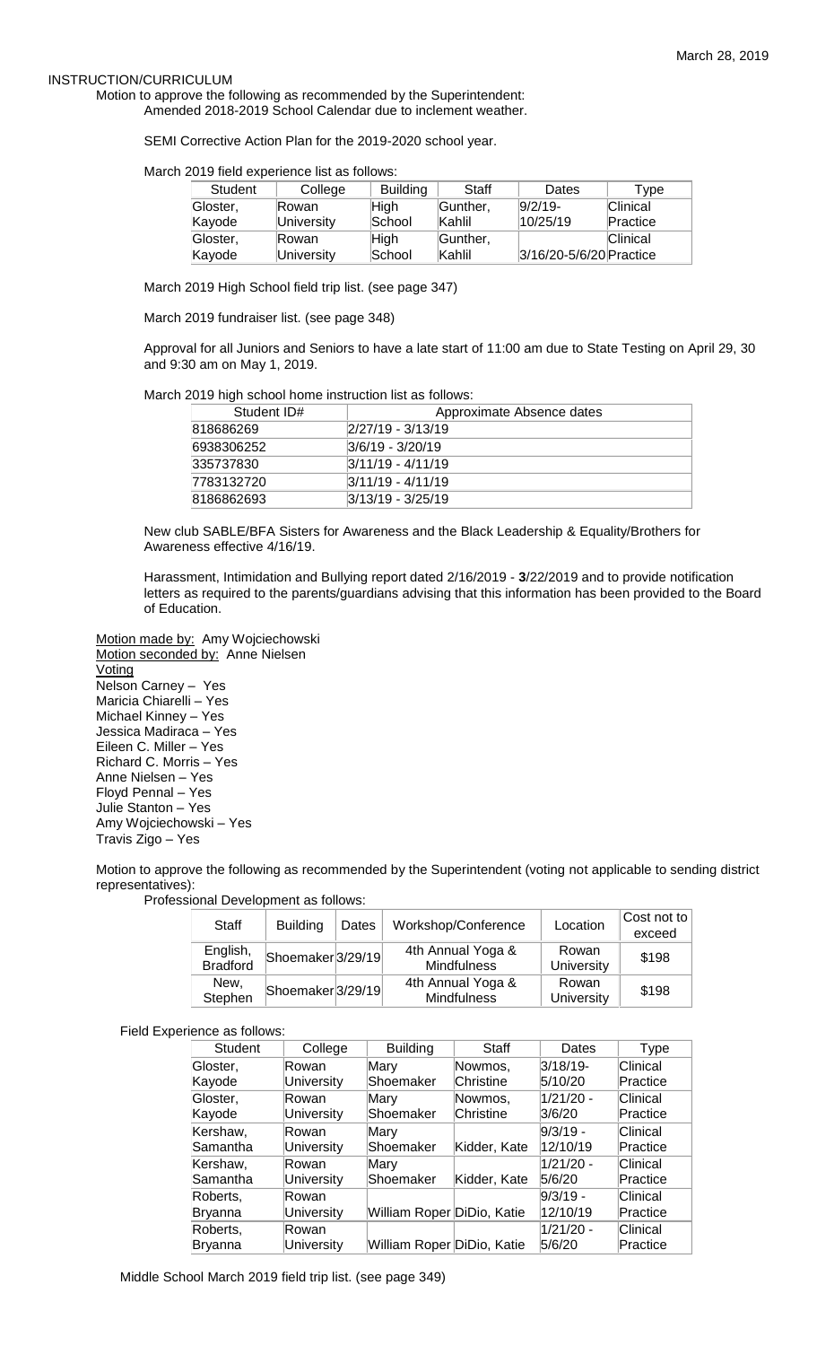INSTRUCTION/CURRICULUM

Motion to approve the following as recommended by the Superintendent:

Amended 2018-2019 School Calendar due to inclement weather.

SEMI Corrective Action Plan for the 2019-2020 school year.

March 2019 field experience list as follows:

| Student | College | Building | Staff | Dates | Type |
|---|---|---|---|---|---|
| Gloster, Kayode | Rowan University | High School | Gunther, Kahlil | 9/2/19- 10/25/19 | Clinical Practice |
| Gloster, Kayode | Rowan University | High School | Gunther, Kahlil | 3/16/20-5/6/20 | Clinical Practice |

March 2019 High School field trip list. (see page 347)

March 2019 fundraiser list. (see page 348)

Approval for all Juniors and Seniors to have a late start of 11:00 am due to State Testing on April 29, 30 and 9:30 am on May 1, 2019.

March 2019 high school home instruction list as follows:

| Student ID# | Approximate Absence dates |
|---|---|
| 818686269 | 2/27/19 - 3/13/19 |
| 6938306252 | 3/6/19 - 3/20/19 |
| 335737830 | 3/11/19 - 4/11/19 |
| 7783132720 | 3/11/19 - 4/11/19 |
| 8186862693 | 3/13/19 - 3/25/19 |

New club SABLE/BFA Sisters for Awareness and the Black Leadership & Equality/Brothers for Awareness effective 4/16/19.

Harassment, Intimidation and Bullying report dated 2/16/2019 - **3**/22/2019 and to provide notification letters as required to the parents/guardians advising that this information has been provided to the Board of Education.

Motion made by: Amy Wojciechowski
Motion seconded by: Anne Nielsen
Voting
Nelson Carney – Yes
Maricia Chiarelli – Yes
Michael Kinney – Yes
Jessica Madiraca – Yes
Eileen C. Miller – Yes
Richard C. Morris – Yes
Anne Nielsen – Yes
Floyd Pennal – Yes
Julie Stanton – Yes
Amy Wojciechowski – Yes
Travis Zigo – Yes

Motion to approve the following as recommended by the Superintendent (voting not applicable to sending district representatives):

Professional Development as follows:

| Staff | Building | Dates | Workshop/Conference | Location | Cost not to exceed |
|---|---|---|---|---|---|
| English, Bradford | Shoemaker | 3/29/19 | 4th Annual Yoga & Mindfulness | Rowan University | $198 |
| New, Stephen | Shoemaker | 3/29/19 | 4th Annual Yoga & Mindfulness | Rowan University | $198 |

Field Experience as follows:

| Student | College | Building | Staff | Dates | Type |
|---|---|---|---|---|---|
| Gloster, Kayode | Rowan University | Mary Shoemaker | Nowmos, Christine | 3/18/19- 5/10/20 | Clinical Practice |
| Gloster, Kayode | Rowan University | Mary Shoemaker | Nowmos, Christine | 1/21/20 - 3/6/20 | Clinical Practice |
| Kershaw, Samantha | Rowan University | Mary Shoemaker | Kidder, Kate | 9/3/19 - 12/10/19 | Clinical Practice |
| Kershaw, Samantha | Rowan University | Mary Shoemaker | Kidder, Kate | 1/21/20 - 5/6/20 | Clinical Practice |
| Roberts, Bryanna | Rowan University | William Roper | DiDio, Katie | 9/3/19 - 12/10/19 | Clinical Practice |
| Roberts, Bryanna | Rowan University | William Roper | DiDio, Katie | 1/21/20 - 5/6/20 | Clinical Practice |

Middle School March 2019 field trip list. (see page 349)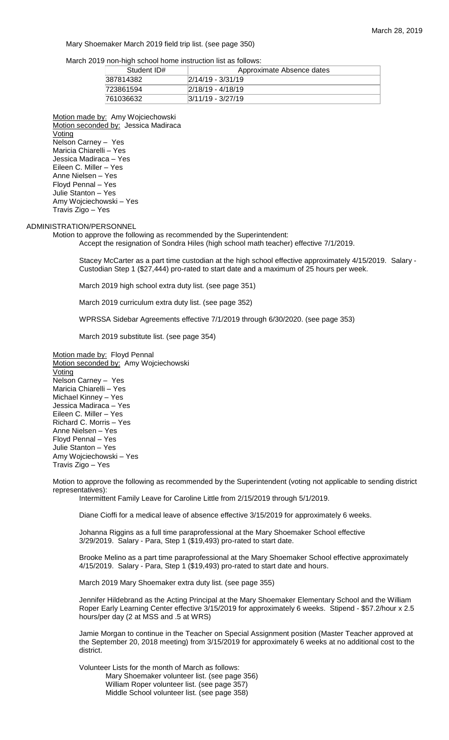Mary Shoemaker March 2019 field trip list. (see page 350)

March 2019 non-high school home instruction list as follows:

| Student ID# | Approximate Absence dates |
|---|---|
| 387814382 | 2/14/19 - 3/31/19 |
| 723861594 | 2/18/19 - 4/18/19 |
| 761036632 | 3/11/19 - 3/27/19 |

Motion made by: Amy Wojciechowski
Motion seconded by: Jessica Madiraca
Voting
Nelson Carney – Yes
Maricia Chiarelli – Yes
Jessica Madiraca – Yes
Eileen C. Miller – Yes
Anne Nielsen – Yes
Floyd Pennal – Yes
Julie Stanton – Yes
Amy Wojciechowski – Yes
Travis Zigo – Yes

ADMINISTRATION/PERSONNEL

Motion to approve the following as recommended by the Superintendent:

Accept the resignation of Sondra Hiles (high school math teacher) effective 7/1/2019.

Stacey McCarter as a part time custodian at the high school effective approximately 4/15/2019. Salary - Custodian Step 1 ($27,444) pro-rated to start date and a maximum of 25 hours per week.

March 2019 high school extra duty list. (see page 351)

March 2019 curriculum extra duty list. (see page 352)

WPRSSA Sidebar Agreements effective 7/1/2019 through 6/30/2020. (see page 353)

March 2019 substitute list. (see page 354)

Motion made by: Floyd Pennal
Motion seconded by: Amy Wojciechowski
Voting
Nelson Carney – Yes
Maricia Chiarelli – Yes
Michael Kinney – Yes
Jessica Madiraca – Yes
Eileen C. Miller – Yes
Richard C. Morris – Yes
Anne Nielsen – Yes
Floyd Pennal – Yes
Julie Stanton – Yes
Amy Wojciechowski – Yes
Travis Zigo – Yes

Motion to approve the following as recommended by the Superintendent (voting not applicable to sending district representatives):

Intermittent Family Leave for Caroline Little from 2/15/2019 through 5/1/2019.

Diane Cioffi for a medical leave of absence effective 3/15/2019 for approximately 6 weeks.

Johanna Riggins as a full time paraprofessional at the Mary Shoemaker School effective 3/29/2019. Salary - Para, Step 1 ($19,493) pro-rated to start date.

Brooke Melino as a part time paraprofessional at the Mary Shoemaker School effective approximately 4/15/2019. Salary - Para, Step 1 ($19,493) pro-rated to start date and hours.

March 2019 Mary Shoemaker extra duty list. (see page 355)

Jennifer Hildebrand as the Acting Principal at the Mary Shoemaker Elementary School and the William Roper Early Learning Center effective 3/15/2019 for approximately 6 weeks. Stipend - $57.2/hour x 2.5 hours/per day (2 at MSS and .5 at WRS)

Jamie Morgan to continue in the Teacher on Special Assignment position (Master Teacher approved at the September 20, 2018 meeting) from 3/15/2019 for approximately 6 weeks at no additional cost to the district.

Volunteer Lists for the month of March as follows:

- Mary Shoemaker volunteer list. (see page 356)
- William Roper volunteer list. (see page 357)
- Middle School volunteer list. (see page 358)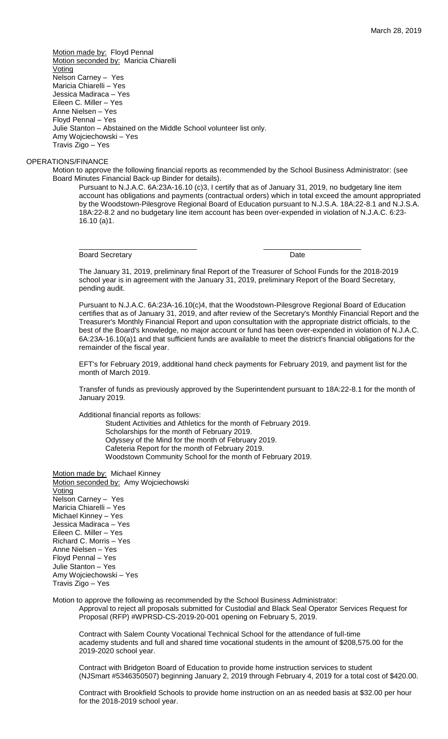Motion made by: Floyd Pennal
Motion seconded by: Maricia Chiarelli
Voting
Nelson Carney – Yes
Maricia Chiarelli – Yes
Jessica Madiraca – Yes
Eileen C. Miller – Yes
Anne Nielsen – Yes
Floyd Pennal – Yes
Julie Stanton – Abstained on the Middle School volunteer list only.
Amy Wojciechowski – Yes
Travis Zigo – Yes

OPERATIONS/FINANCE

Motion to approve the following financial reports as recommended by the School Business Administrator: (see Board Minutes Financial Back-up Binder for details).

Pursuant to N.J.A.C. 6A:23A-16.10 (c)3, I certify that as of January 31, 2019, no budgetary line item account has obligations and payments (contractual orders) which in total exceed the amount appropriated by the Woodstown-Pilesgrove Regional Board of Education pursuant to N.J.S.A. 18A:22-8.1 and N.J.S.A. 18A:22-8.2 and no budgetary line item account has been over-expended in violation of N.J.A.C. 6:23-16.10 (a)1.

\_\_\_\_\_\_\_\_\_\_\_\_\_\_\_\_\_\_\_\_\_\_\_\_\_\_\_\_\_\_ \_\_\_\_\_\_\_\_\_\_\_\_\_\_\_\_\_\_\_\_\_\_\_\_\_\_\_
Board Secretary Date

The January 31, 2019, preliminary final Report of the Treasurer of School Funds for the 2018-2019 school year is in agreement with the January 31, 2019, preliminary Report of the Board Secretary, pending audit.

Pursuant to N.J.A.C. 6A:23A-16.10(c)4, that the Woodstown-Pilesgrove Regional Board of Education certifies that as of January 31, 2019, and after review of the Secretary's Monthly Financial Report and the Treasurer's Monthly Financial Report and upon consultation with the appropriate district officials, to the best of the Board's knowledge, no major account or fund has been over-expended in violation of N.J.A.C. 6A:23A-16.10(a)1 and that sufficient funds are available to meet the district's financial obligations for the remainder of the fiscal year.

EFT's for February 2019, additional hand check payments for February 2019, and payment list for the month of March 2019.

Transfer of funds as previously approved by the Superintendent pursuant to 18A:22-8.1 for the month of January 2019.

Additional financial reports as follows:

- Student Activities and Athletics for the month of February 2019.
- Scholarships for the month of February 2019.
- Odyssey of the Mind for the month of February 2019.
- Cafeteria Report for the month of February 2019.
- Woodstown Community School for the month of February 2019.

Motion made by: Michael Kinney
Motion seconded by: Amy Wojciechowski
Voting
Nelson Carney – Yes
Maricia Chiarelli – Yes
Michael Kinney – Yes
Jessica Madiraca – Yes
Eileen C. Miller – Yes
Richard C. Morris – Yes
Anne Nielsen – Yes
Floyd Pennal – Yes
Julie Stanton – Yes
Amy Wojciechowski – Yes
Travis Zigo – Yes

Motion to approve the following as recommended by the School Business Administrator:

Approval to reject all proposals submitted for Custodial and Black Seal Operator Services Request for Proposal (RFP) #WPRSD-CS-2019-20-001 opening on February 5, 2019.

Contract with Salem County Vocational Technical School for the attendance of full-time academy students and full and shared time vocational students in the amount of $208,575.00 for the 2019-2020 school year.

Contract with Bridgeton Board of Education to provide home instruction services to student (NJSmart #5346350507) beginning January 2, 2019 through February 4, 2019 for a total cost of $420.00.

Contract with Brookfield Schools to provide home instruction on an as needed basis at $32.00 per hour for the 2018-2019 school year.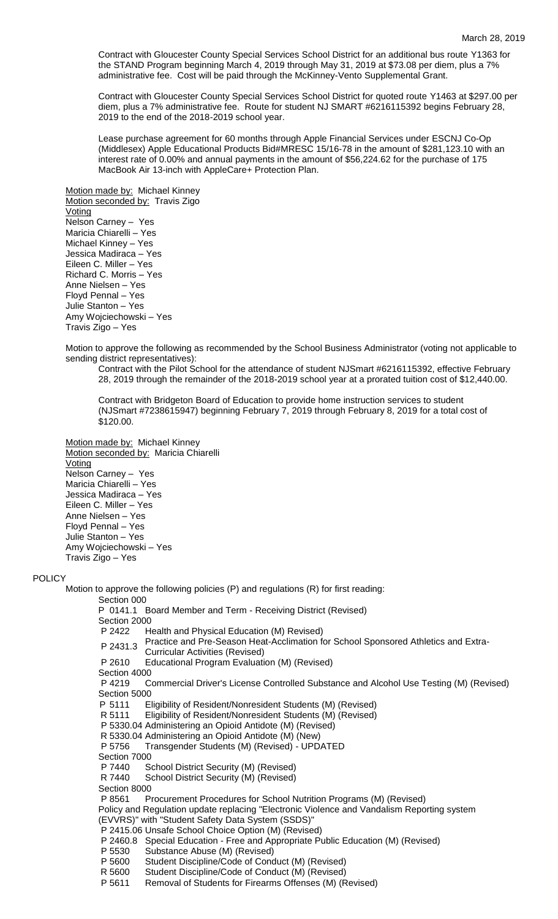Contract with Gloucester County Special Services School District for an additional bus route Y1363 for the STAND Program beginning March 4, 2019 through May 31, 2019 at $73.08 per diem, plus a 7% administrative fee. Cost will be paid through the McKinney-Vento Supplemental Grant.

Contract with Gloucester County Special Services School District for quoted route Y1463 at $297.00 per diem, plus a 7% administrative fee. Route for student NJ SMART #6216115392 begins February 28, 2019 to the end of the 2018-2019 school year.

Lease purchase agreement for 60 months through Apple Financial Services under ESCNJ Co-Op (Middlesex) Apple Educational Products Bid#MRESC 15/16-78 in the amount of $281,123.10 with an interest rate of 0.00% and annual payments in the amount of $56,224.62 for the purchase of 175 MacBook Air 13-inch with AppleCare+ Protection Plan.

Motion made by: Michael Kinney
Motion seconded by: Travis Zigo
Voting
Nelson Carney – Yes
Maricia Chiarelli – Yes
Michael Kinney – Yes
Jessica Madiraca – Yes
Eileen C. Miller – Yes
Richard C. Morris – Yes
Anne Nielsen – Yes
Floyd Pennal – Yes
Julie Stanton – Yes
Amy Wojciechowski – Yes
Travis Zigo – Yes

Motion to approve the following as recommended by the School Business Administrator (voting not applicable to sending district representatives):

Contract with the Pilot School for the attendance of student NJSmart #6216115392, effective February 28, 2019 through the remainder of the 2018-2019 school year at a prorated tuition cost of $12,440.00.

Contract with Bridgeton Board of Education to provide home instruction services to student (NJSmart #7238615947) beginning February 7, 2019 through February 8, 2019 for a total cost of $120.00.

Motion made by: Michael Kinney
Motion seconded by: Maricia Chiarelli
Voting
Nelson Carney – Yes
Maricia Chiarelli – Yes
Jessica Madiraca – Yes
Eileen C. Miller – Yes
Anne Nielsen – Yes
Floyd Pennal – Yes
Julie Stanton – Yes
Amy Wojciechowski – Yes
Travis Zigo – Yes

## POLICY

Motion to approve the following policies (P) and regulations (R) for first reading:

Section 000
P 0141.1 Board Member and Term - Receiving District (Revised)
Section 2000
P 2422 Health and Physical Education (M) Revised)
P 2431.3 Practice and Pre-Season Heat-Acclimation for School Sponsored Athletics and Extra-Curricular Activities (Revised)
P 2610 Educational Program Evaluation (M) (Revised)
Section 4000
P 4219 Commercial Driver's License Controlled Substance and Alcohol Use Testing (M) (Revised)
Section 5000
P 5111 Eligibility of Resident/Nonresident Students (M) (Revised)
R 5111 Eligibility of Resident/Nonresident Students (M) (Revised)
P 5330.04 Administering an Opioid Antidote (M) (Revised)
R 5330.04 Administering an Opioid Antidote (M) (New)
P 5756 Transgender Students (M) (Revised) - UPDATED
Section 7000
P 7440 School District Security (M) (Revised)
R 7440 School District Security (M) (Revised)
Section 8000
P 8561 Procurement Procedures for School Nutrition Programs (M) (Revised)
Policy and Regulation update replacing "Electronic Violence and Vandalism Reporting system (EVVRS)" with "Student Safety Data System (SSDS)"
P 2415.06 Unsafe School Choice Option (M) (Revised)
P 2460.8 Special Education - Free and Appropriate Public Education (M) (Revised)
P 5530 Substance Abuse (M) (Revised)
P 5600 Student Discipline/Code of Conduct (M) (Revised)
R 5600 Student Discipline/Code of Conduct (M) (Revised)
P 5611 Removal of Students for Firearms Offenses (M) (Revised)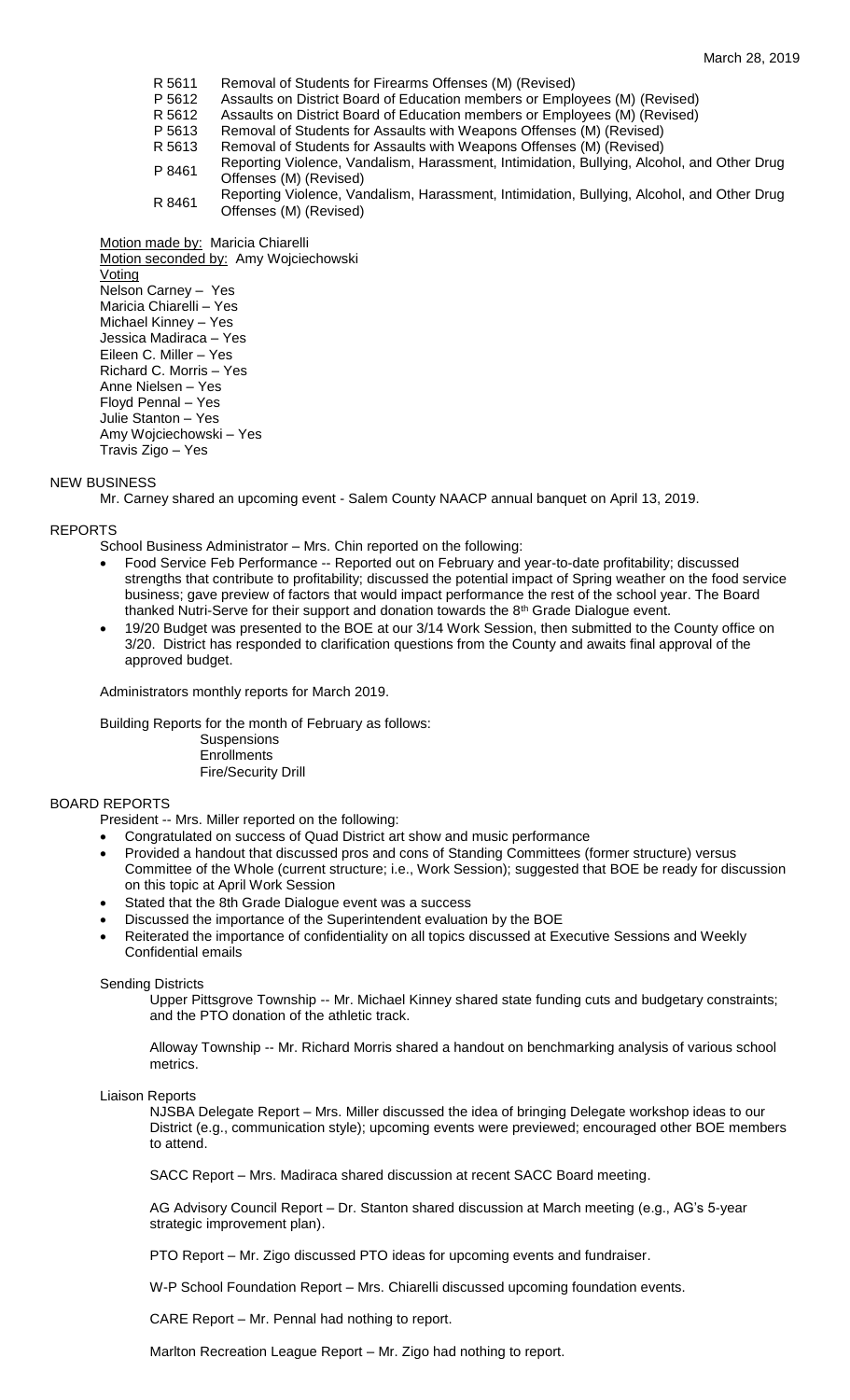| | |
|---|---|
| R 5611 | Removal of Students for Firearms Offenses (M) (Revised) |
| P 5612 | Assaults on District Board of Education members or Employees (M) (Revised) |
| R 5612 | Assaults on District Board of Education members or Employees (M) (Revised) |
| P 5613 | Removal of Students for Assaults with Weapons Offenses (M) (Revised) |
| R 5613 | Removal of Students for Assaults with Weapons Offenses (M) (Revised) |
| P 8461 | Reporting Violence, Vandalism, Harassment, Intimidation, Bullying, Alcohol, and Other Drug Offenses (M) (Revised) |
| R 8461 | Reporting Violence, Vandalism, Harassment, Intimidation, Bullying, Alcohol, and Other Drug Offenses (M) (Revised) |

Motion made by: Maricia Chiarelli
Motion seconded by: Amy Wojciechowski
Voting
Nelson Carney – Yes
Maricia Chiarelli – Yes
Michael Kinney – Yes
Jessica Madiraca – Yes
Eileen C. Miller – Yes
Richard C. Morris – Yes
Anne Nielsen – Yes
Floyd Pennal – Yes
Julie Stanton – Yes
Amy Wojciechowski – Yes
Travis Zigo – Yes

## NEW BUSINESS

Mr. Carney shared an upcoming event - Salem County NAACP annual banquet on April 13, 2019.

## REPORTS

School Business Administrator – Mrs. Chin reported on the following:

- Food Service Feb Performance -- Reported out on February and year-to-date profitability; discussed strengths that contribute to profitability; discussed the potential impact of Spring weather on the food service business; gave preview of factors that would impact performance the rest of the school year. The Board thanked Nutri-Serve for their support and donation towards the 8th Grade Dialogue event.
- 19/20 Budget was presented to the BOE at our 3/14 Work Session, then submitted to the County office on 3/20. District has responded to clarification questions from the County and awaits final approval of the approved budget.

Administrators monthly reports for March 2019.

Building Reports for the month of February as follows:

Suspensions
Enrollments
Fire/Security Drill

## BOARD REPORTS

President -- Mrs. Miller reported on the following:

- Congratulated on success of Quad District art show and music performance
- Provided a handout that discussed pros and cons of Standing Committees (former structure) versus Committee of the Whole (current structure; i.e., Work Session); suggested that BOE be ready for discussion on this topic at April Work Session
- Stated that the 8th Grade Dialogue event was a success
- Discussed the importance of the Superintendent evaluation by the BOE
- Reiterated the importance of confidentiality on all topics discussed at Executive Sessions and Weekly Confidential emails

Sending Districts

Upper Pittsgrove Township -- Mr. Michael Kinney shared state funding cuts and budgetary constraints; and the PTO donation of the athletic track.

Alloway Township -- Mr. Richard Morris shared a handout on benchmarking analysis of various school metrics.

Liaison Reports

NJSBA Delegate Report – Mrs. Miller discussed the idea of bringing Delegate workshop ideas to our District (e.g., communication style); upcoming events were previewed; encouraged other BOE members to attend.

SACC Report – Mrs. Madiraca shared discussion at recent SACC Board meeting.

AG Advisory Council Report – Dr. Stanton shared discussion at March meeting (e.g., AG's 5-year strategic improvement plan).

PTO Report – Mr. Zigo discussed PTO ideas for upcoming events and fundraiser.

W-P School Foundation Report – Mrs. Chiarelli discussed upcoming foundation events.

CARE Report – Mr. Pennal had nothing to report.

Marlton Recreation League Report – Mr. Zigo had nothing to report.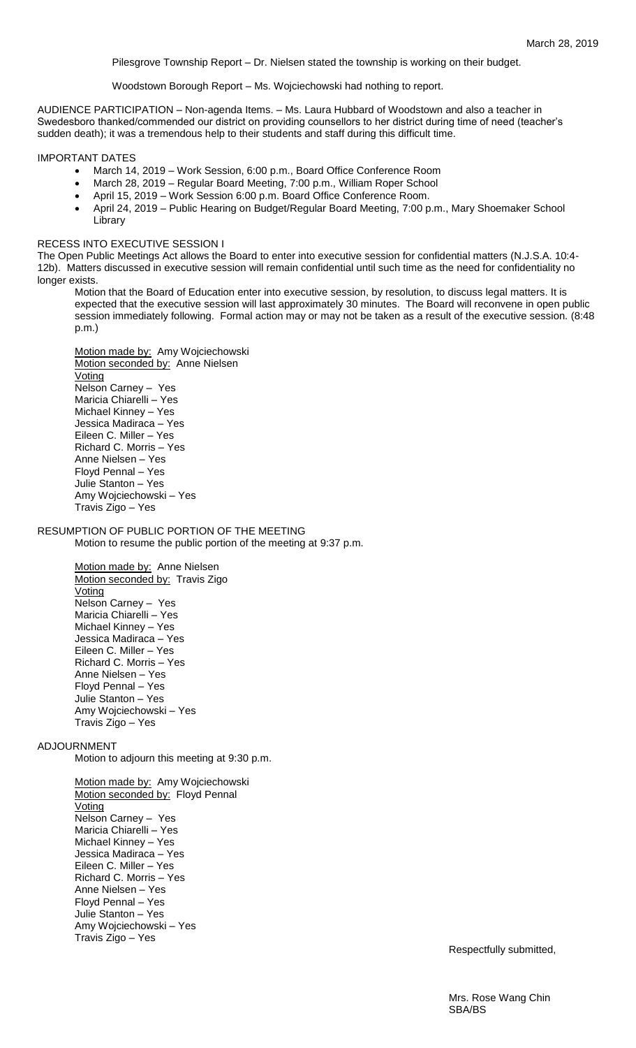Pilesgrove Township Report – Dr. Nielsen stated the township is working on their budget.

Woodstown Borough Report – Ms. Wojciechowski had nothing to report.

AUDIENCE PARTICIPATION – Non-agenda Items. – Ms. Laura Hubbard of Woodstown and also a teacher in Swedesboro thanked/commended our district on providing counsellors to her district during time of need (teacher's sudden death); it was a tremendous help to their students and staff during this difficult time.

IMPORTANT DATES

- March 14, 2019 – Work Session, 6:00 p.m., Board Office Conference Room
- March 28, 2019 – Regular Board Meeting, 7:00 p.m., William Roper School
- April 15, 2019 – Work Session 6:00 p.m. Board Office Conference Room.
- April 24, 2019 – Public Hearing on Budget/Regular Board Meeting, 7:00 p.m., Mary Shoemaker School Library

RECESS INTO EXECUTIVE SESSION I

The Open Public Meetings Act allows the Board to enter into executive session for confidential matters (N.J.S.A. 10:4-12b). Matters discussed in executive session will remain confidential until such time as the need for confidentiality no longer exists.

Motion that the Board of Education enter into executive session, by resolution, to discuss legal matters. It is expected that the executive session will last approximately 30 minutes. The Board will reconvene in open public session immediately following. Formal action may or may not be taken as a result of the executive session. (8:48 p.m.)

Motion made by: Amy Wojciechowski
Motion seconded by: Anne Nielsen
Voting
Nelson Carney – Yes
Maricia Chiarelli – Yes
Michael Kinney – Yes
Jessica Madiraca – Yes
Eileen C. Miller – Yes
Richard C. Morris – Yes
Anne Nielsen – Yes
Floyd Pennal – Yes
Julie Stanton – Yes
Amy Wojciechowski – Yes
Travis Zigo – Yes

RESUMPTION OF PUBLIC PORTION OF THE MEETING

Motion to resume the public portion of the meeting at 9:37 p.m.

Motion made by: Anne Nielsen
Motion seconded by: Travis Zigo
Voting
Nelson Carney – Yes
Maricia Chiarelli – Yes
Michael Kinney – Yes
Jessica Madiraca – Yes
Eileen C. Miller – Yes
Richard C. Morris – Yes
Anne Nielsen – Yes
Floyd Pennal – Yes
Julie Stanton – Yes
Amy Wojciechowski – Yes
Travis Zigo – Yes

ADJOURNMENT

Motion to adjourn this meeting at 9:30 p.m.

Motion made by: Amy Wojciechowski
Motion seconded by: Floyd Pennal
Voting
Nelson Carney – Yes
Maricia Chiarelli – Yes
Michael Kinney – Yes
Jessica Madiraca – Yes
Eileen C. Miller – Yes
Richard C. Morris – Yes
Anne Nielsen – Yes
Floyd Pennal – Yes
Julie Stanton – Yes
Amy Wojciechowski – Yes
Travis Zigo – Yes

Respectfully submitted,

Mrs. Rose Wang Chin
SBA/BS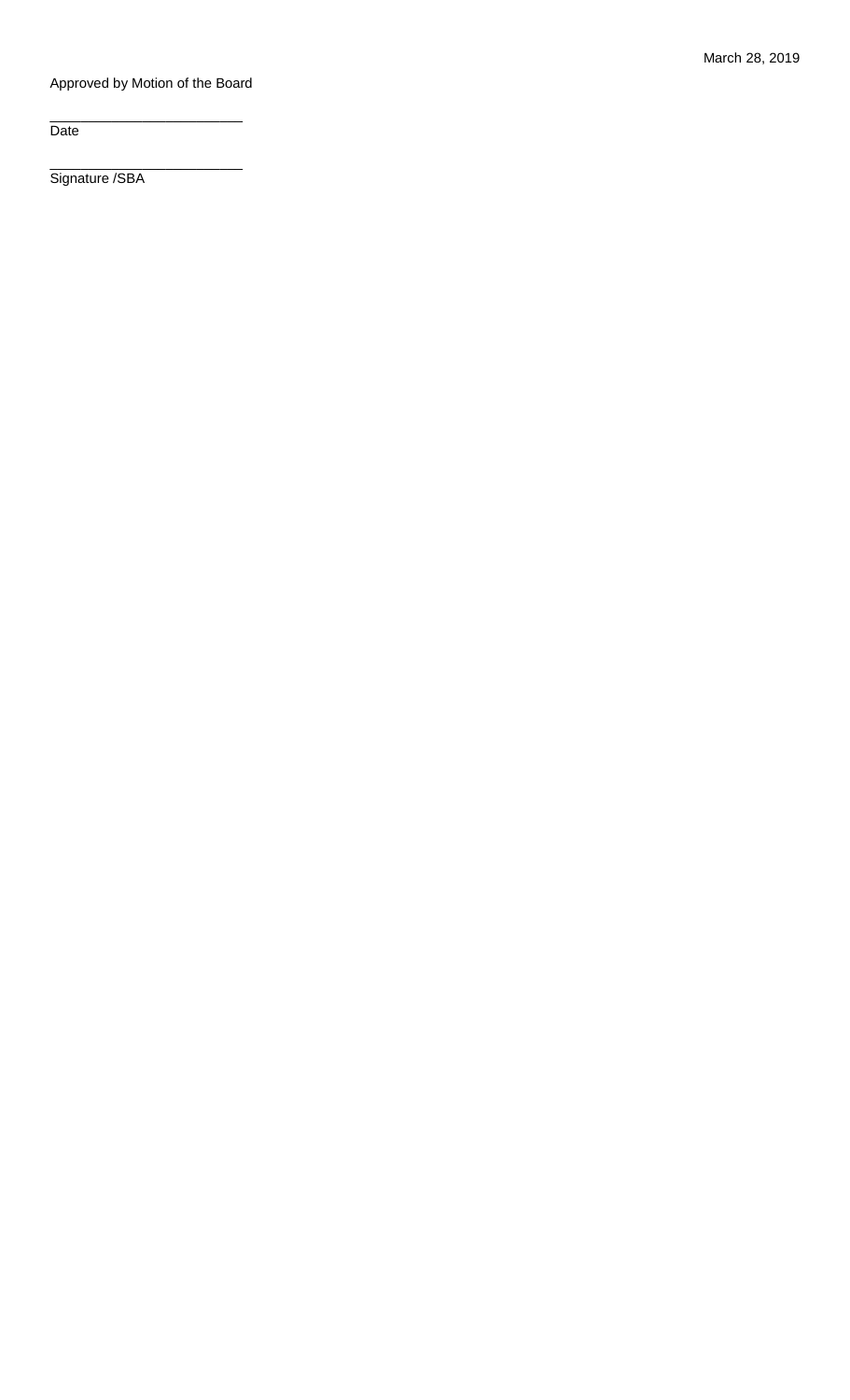March 28, 2019

Approved by Motion of the Board

\_\_\_\_\_\_\_\_\_\_\_\_\_\_\_\_\_\_\_\_\_\_\_\_

Date

\_\_\_\_\_\_\_\_\_\_\_\_\_\_\_\_\_\_\_\_\_\_\_\_

Signature /SBA